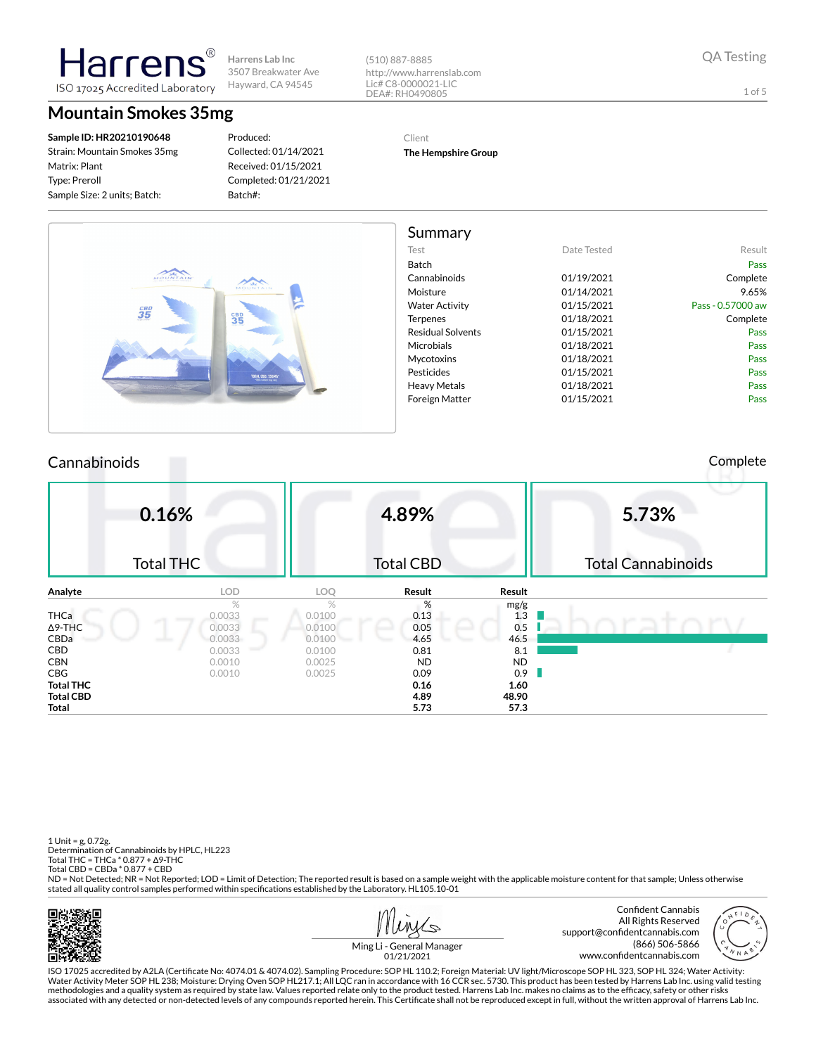**Harrens®**
ISO 17025 Accredited Laboratory

Harrens Lab Inc
3507 Breakwater Ave
Hayward, CA 94545

(510) 887-8885
http://www.harrenslab.com
Lic# C8-0000021-LIC
DEA#: RH0490805

QA Testing

# Mountain Smokes 35mg

**Sample ID: HR20210190648**
Strain: Mountain Smokes 35mg
Matrix: Plant
Type: Preroll
Sample Size: 2 units; Batch:

Produced:
Collected: 01/14/2021
Received: 01/15/2021
Completed: 01/21/2021
Batch#:

Client
**The Hempshire Group**

## Summary

| Test | Date Tested | Result |
|---|---|---|
| Batch | | Pass |
| Cannabinoids | 01/19/2021 | Complete |
| Moisture | 01/14/2021 | 9.65% |
| Water Activity | 01/15/2021 | Pass - 0.57000 aw |
| Terpenes | 01/18/2021 | Complete |
| Residual Solvents | 01/15/2021 | Pass |
| Microbials | 01/18/2021 | Pass |
| Mycotoxins | 01/18/2021 | Pass |
| Pesticides | 01/15/2021 | Pass |
| Heavy Metals | 01/18/2021 | Pass |
| Foreign Matter | 01/15/2021 | Pass |

## Cannabinoids

Complete

| 0.16% Total THC | 4.89% Total CBD | 5.73% Total Cannabinoids |
|---|---|---|

| Analyte | LOD | LOQ | Result | Result |
|---|---|---|---|---|
| | % | % | % | mg/g |
| THCa | 0.0033 | 0.0100 | 0.13 | 1.3 |
| Δ9-THC | 0.0033 | 0.0100 | 0.05 | 0.5 |
| CBDa | 0.0033 | 0.0100 | 4.65 | 46.5 |
| CBD | 0.0033 | 0.0100 | 0.81 | 8.1 |
| CBN | 0.0010 | 0.0025 | ND | ND |
| CBG | 0.0010 | 0.0025 | 0.09 | 0.9 |
| **Total THC** | | | **0.16** | **1.60** |
| **Total CBD** | | | **4.89** | **48.90** |
| **Total** | | | **5.73** | **57.3** |

1 Unit = g, 0.72g.
Determination of Cannabinoids by HPLC, HL223
Total THC = THCa * 0.877 + Δ9-THC
Total CBD = CBDa * 0.877 + CBD
ND = Not Detected; NR = Not Reported; LOD = Limit of Detection; The reported result is based on a sample weight with the applicable moisture content for that sample; Unless otherwise stated all quality control samples performed within specifications established by the Laboratory. HL105.10-01

Ming Li - General Manager
01/21/2021

Confident Cannabis
All Rights Reserved
support@confidentcannabis.com
(866) 506-5866
www.confidentcannabis.com

ISO 17025 accredited by A2LA (Certificate No: 4074.01 & 4074.02). Sampling Procedure: SOP HL 110.2; Foreign Material: UV light/Microscope SOP HL 323, SOP HL 324; Water Activity: Water Activity Meter SOP HL 238; Moisture: Drying Oven SOP HL217.1; All LQC ran in accordance with 16 CCR sec. 5730. This product has been tested by Harrens Lab Inc. using valid testing methodologies and a quality system as required by state law. Values reported relate only to the product tested. Harrens Lab Inc. makes no claims as to the efficacy, safety or other risks associated with any detected or non-detected levels of any compounds reported herein. This Certificate shall not be reproduced except in full, without the written approval of Harrens Lab Inc.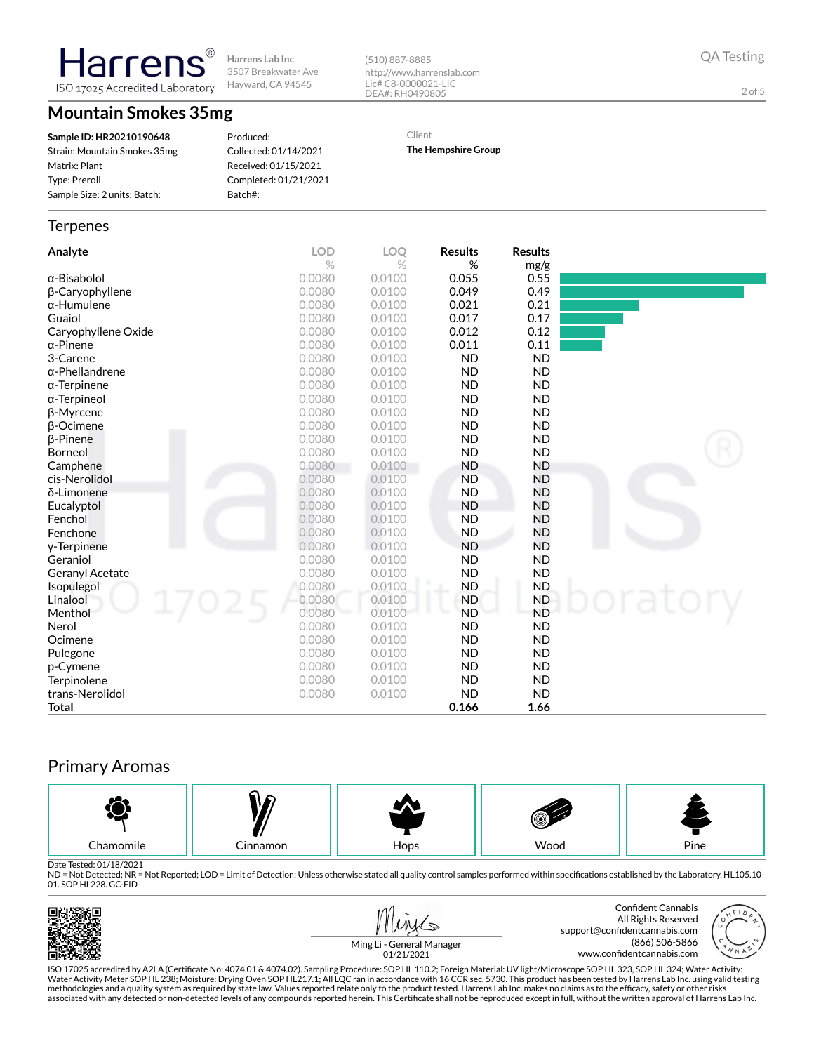Harrens
ISO 17025 Accredited Laboratory

Harrens Lab Inc
3507 Breakwater Ave
Hayward, CA 94545

(510) 887-8885
http://www.harrenslab.com
Lic# C8-0000021-LIC
DEA#: RH0490805

QA Testing

# Mountain Smokes 35mg

**Sample ID: HR20210190648**
Strain: Mountain Smokes 35mg
Matrix: Plant
Type: Preroll
Sample Size: 2 units; Batch:

Produced:
Collected: 01/14/2021
Received: 01/15/2021
Completed: 01/21/2021
Batch#:

Client
**The Hempshire Group**

## Terpenes

| Analyte | LOD | LOQ | Results | Results |
|---|---|---|---|---|
| | % | % | % | mg/g |
| α-Bisabolol | 0.0080 | 0.0100 | 0.055 | 0.55 |
| β-Caryophyllene | 0.0080 | 0.0100 | 0.049 | 0.49 |
| α-Humulene | 0.0080 | 0.0100 | 0.021 | 0.21 |
| Guaiol | 0.0080 | 0.0100 | 0.017 | 0.17 |
| Caryophyllene Oxide | 0.0080 | 0.0100 | 0.012 | 0.12 |
| α-Pinene | 0.0080 | 0.0100 | 0.011 | 0.11 |
| 3-Carene | 0.0080 | 0.0100 | ND | ND |
| α-Phellandrene | 0.0080 | 0.0100 | ND | ND |
| α-Terpinene | 0.0080 | 0.0100 | ND | ND |
| α-Terpineol | 0.0080 | 0.0100 | ND | ND |
| β-Myrcene | 0.0080 | 0.0100 | ND | ND |
| β-Ocimene | 0.0080 | 0.0100 | ND | ND |
| β-Pinene | 0.0080 | 0.0100 | ND | ND |
| Borneol | 0.0080 | 0.0100 | ND | ND |
| Camphene | 0.0080 | 0.0100 | ND | ND |
| cis-Nerolidol | 0.0080 | 0.0100 | ND | ND |
| δ-Limonene | 0.0080 | 0.0100 | ND | ND |
| Eucalyptol | 0.0080 | 0.0100 | ND | ND |
| Fenchol | 0.0080 | 0.0100 | ND | ND |
| Fenchone | 0.0080 | 0.0100 | ND | ND |
| γ-Terpinene | 0.0080 | 0.0100 | ND | ND |
| Geraniol | 0.0080 | 0.0100 | ND | ND |
| Geranyl Acetate | 0.0080 | 0.0100 | ND | ND |
| Isopulegol | 0.0080 | 0.0100 | ND | ND |
| Linalool | 0.0080 | 0.0100 | ND | ND |
| Menthol | 0.0080 | 0.0100 | ND | ND |
| Nerol | 0.0080 | 0.0100 | ND | ND |
| Ocimene | 0.0080 | 0.0100 | ND | ND |
| Pulegone | 0.0080 | 0.0100 | ND | ND |
| p-Cymene | 0.0080 | 0.0100 | ND | ND |
| Terpinolene | 0.0080 | 0.0100 | ND | ND |
| trans-Nerolidol | 0.0080 | 0.0100 | ND | ND |
| **Total** | | | **0.166** | **1.66** |

## Primary Aromas

| Chamomile | Cinnamon | Hops | Wood | Pine |
|---|---|---|---|---|

Date Tested: 01/18/2021
ND = Not Detected; NR = Not Reported; LOD = Limit of Detection; Unless otherwise stated all quality control samples performed within specifications established by the Laboratory. HL105.10-01. SOP HL228. GC-FID

Ming Li - General Manager
01/21/2021

Confident Cannabis
All Rights Reserved
support@confidentcannabis.com
(866) 506-5866
www.confidentcannabis.com

ISO 17025 accredited by A2LA (Certificate No: 4074.01 & 4074.02). Sampling Procedure: SOP HL 110.2; Foreign Material: UV light/Microscope SOP HL 323, SOP HL 324; Water Activity: Water Activity Meter SOP HL 238; Moisture: Drying Oven SOP HL217.1; All LQC ran in accordance with 16 CCR sec. 5730. This product has been tested by Harrens Lab Inc. using valid testing methodologies and a quality system as required by state law. Values reported relate only to the product tested. Harrens Lab Inc. makes no claims as to the efficacy, safety or other risks associated with any detected or non-detected levels of any compounds reported herein. This Certificate shall not be reproduced except in full, without the written approval of Harrens Lab Inc.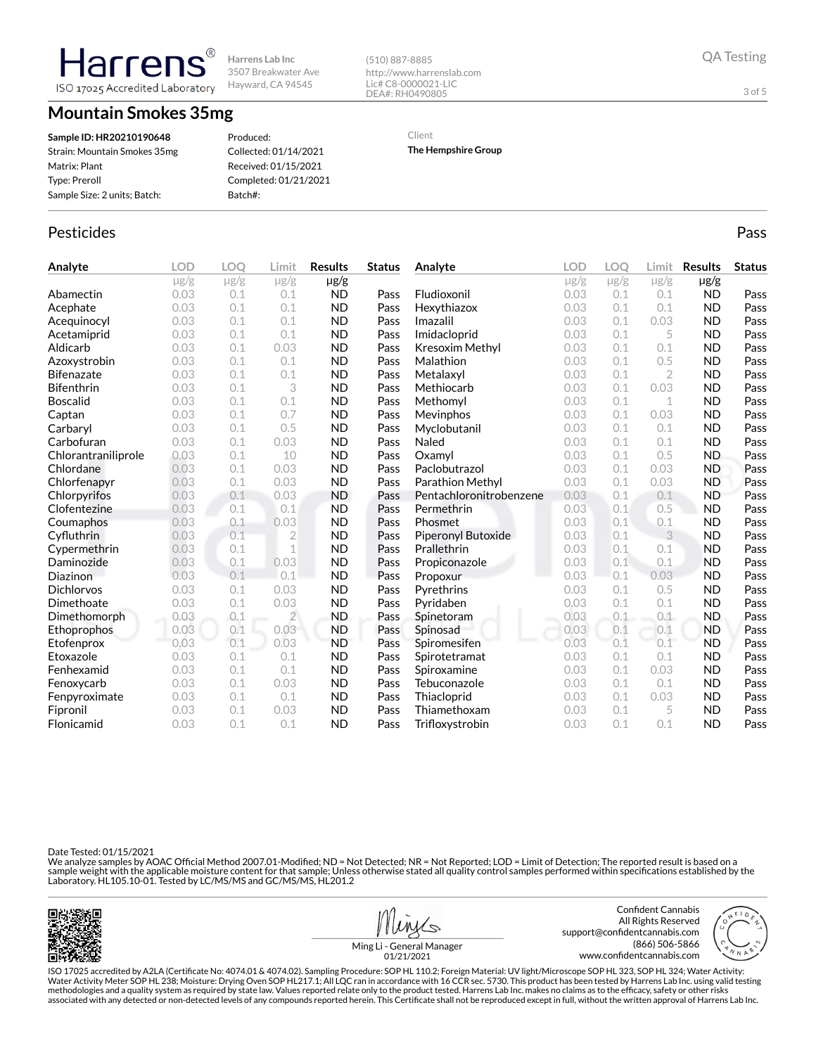Harrens
ISO 17025 Accredited Laboratory

Harrens Lab Inc
3507 Breakwater Ave
Hayward, CA 94545

(510) 887-8885
http://www.harrenslab.com
Lic# C8-0000021-LIC
DEA#: RH0490805

QA Testing

# Mountain Smokes 35mg

**Sample ID: HR20210190648**
Strain: Mountain Smokes 35mg
Matrix: Plant
Type: Preroll
Sample Size: 2 units; Batch:

Produced:
Collected: 01/14/2021
Received: 01/15/2021
Completed: 01/21/2021
Batch#:

Client
**The Hempshire Group**

## Pesticides

Pass

| Analyte | LOD | LOQ | Limit | Results | Status |
|---|---|---|---|---|---|
| | μg/g | μg/g | μg/g | μg/g | |
| Abamectin | 0.03 | 0.1 | 0.1 | ND | Pass |
| Acephate | 0.03 | 0.1 | 0.1 | ND | Pass |
| Acequinocyl | 0.03 | 0.1 | 0.1 | ND | Pass |
| Acetamiprid | 0.03 | 0.1 | 0.1 | ND | Pass |
| Aldicarb | 0.03 | 0.1 | 0.03 | ND | Pass |
| Azoxystrobin | 0.03 | 0.1 | 0.1 | ND | Pass |
| Bifenazate | 0.03 | 0.1 | 0.1 | ND | Pass |
| Bifenthrin | 0.03 | 0.1 | 3 | ND | Pass |
| Boscalid | 0.03 | 0.1 | 0.1 | ND | Pass |
| Captan | 0.03 | 0.1 | 0.7 | ND | Pass |
| Carbaryl | 0.03 | 0.1 | 0.5 | ND | Pass |
| Carbofuran | 0.03 | 0.1 | 0.03 | ND | Pass |
| Chlorantraniliprole | 0.03 | 0.1 | 10 | ND | Pass |
| Chlordane | 0.03 | 0.1 | 0.03 | ND | Pass |
| Chlorfenapyr | 0.03 | 0.1 | 0.03 | ND | Pass |
| Chlorpyrifos | 0.03 | 0.1 | 0.03 | ND | Pass |
| Clofentezine | 0.03 | 0.1 | 0.1 | ND | Pass |
| Coumaphos | 0.03 | 0.1 | 0.03 | ND | Pass |
| Cyfluthrin | 0.03 | 0.1 | 2 | ND | Pass |
| Cypermethrin | 0.03 | 0.1 | 1 | ND | Pass |
| Daminozide | 0.03 | 0.1 | 0.03 | ND | Pass |
| Diazinon | 0.03 | 0.1 | 0.1 | ND | Pass |
| Dichlorvos | 0.03 | 0.1 | 0.03 | ND | Pass |
| Dimethoate | 0.03 | 0.1 | 0.03 | ND | Pass |
| Dimethomorph | 0.03 | 0.1 | 2 | ND | Pass |
| Ethoprophos | 0.03 | 0.1 | 0.03 | ND | Pass |
| Etofenprox | 0.03 | 0.1 | 0.03 | ND | Pass |
| Etoxazole | 0.03 | 0.1 | 0.1 | ND | Pass |
| Fenhexamid | 0.03 | 0.1 | 0.1 | ND | Pass |
| Fenoxycarb | 0.03 | 0.1 | 0.03 | ND | Pass |
| Fenpyroximate | 0.03 | 0.1 | 0.1 | ND | Pass |
| Fipronil | 0.03 | 0.1 | 0.03 | ND | Pass |
| Flonicamid | 0.03 | 0.1 | 0.1 | ND | Pass |
| Fludioxonil | 0.03 | 0.1 | 0.1 | ND | Pass |
| Hexythiazox | 0.03 | 0.1 | 0.1 | ND | Pass |
| Imazalil | 0.03 | 0.1 | 0.03 | ND | Pass |
| Imidacloprid | 0.03 | 0.1 | 5 | ND | Pass |
| Kresoxim Methyl | 0.03 | 0.1 | 0.1 | ND | Pass |
| Malathion | 0.03 | 0.1 | 0.5 | ND | Pass |
| Metalaxyl | 0.03 | 0.1 | 2 | ND | Pass |
| Methiocarb | 0.03 | 0.1 | 0.03 | ND | Pass |
| Methomyl | 0.03 | 0.1 | 1 | ND | Pass |
| Mevinphos | 0.03 | 0.1 | 0.03 | ND | Pass |
| Myclobutanil | 0.03 | 0.1 | 0.1 | ND | Pass |
| Naled | 0.03 | 0.1 | 0.1 | ND | Pass |
| Oxamyl | 0.03 | 0.1 | 0.5 | ND | Pass |
| Paclobutrazol | 0.03 | 0.1 | 0.03 | ND | Pass |
| Parathion Methyl | 0.03 | 0.1 | 0.03 | ND | Pass |
| Pentachloronitrobenzene | 0.03 | 0.1 | 0.1 | ND | Pass |
| Permethrin | 0.03 | 0.1 | 0.5 | ND | Pass |
| Phosmet | 0.03 | 0.1 | 0.1 | ND | Pass |
| Piperonyl Butoxide | 0.03 | 0.1 | 3 | ND | Pass |
| Prallethrin | 0.03 | 0.1 | 0.1 | ND | Pass |
| Propiconazole | 0.03 | 0.1 | 0.1 | ND | Pass |
| Propoxur | 0.03 | 0.1 | 0.03 | ND | Pass |
| Pyrethrins | 0.03 | 0.1 | 0.5 | ND | Pass |
| Pyridaben | 0.03 | 0.1 | 0.1 | ND | Pass |
| Spinetoram | 0.03 | 0.1 | 0.1 | ND | Pass |
| Spinosad | 0.03 | 0.1 | 0.1 | ND | Pass |
| Spiromesifen | 0.03 | 0.1 | 0.1 | ND | Pass |
| Spirotetramat | 0.03 | 0.1 | 0.1 | ND | Pass |
| Spiroxamine | 0.03 | 0.1 | 0.03 | ND | Pass |
| Tebuconazole | 0.03 | 0.1 | 0.1 | ND | Pass |
| Thiacloprid | 0.03 | 0.1 | 0.03 | ND | Pass |
| Thiamethoxam | 0.03 | 0.1 | 5 | ND | Pass |
| Trifloxystrobin | 0.03 | 0.1 | 0.1 | ND | Pass |

Date Tested: 01/15/2021
We analyze samples by AOAC Official Method 2007.01-Modified; ND = Not Detected; NR = Not Reported; LOD = Limit of Detection; The reported result is based on a sample weight with the applicable moisture content for that sample; Unless otherwise stated all quality control samples performed within specifications established by the Laboratory. HL105.10-01. Tested by LC/MS/MS and GC/MS/MS, HL201.2

Ming Li - General Manager
01/21/2021

Confident Cannabis
All Rights Reserved
support@confidentcannabis.com
(866) 506-5866
www.confidentcannabis.com

ISO 17025 accredited by A2LA (Certificate No: 4074.01 & 4074.02). Sampling Procedure: SOP HL 110.2; Foreign Material: UV light/Microscope SOP HL 323, SOP HL 324; Water Activity: Water Activity Meter SOP HL 238; Moisture: Drying Oven SOP HL217.1; All LQC ran in accordance with 16 CCR sec. 5730. This product has been tested by Harrens Lab Inc. using valid testing methodologies and a quality system as required by state law. Values reported relate only to the product tested. Harrens Lab Inc. makes no claims as to the efficacy, safety or other risks associated with any detected or non-detected levels of any compounds reported herein. This Certificate shall not be reproduced except in full, without the written approval of Harrens Lab Inc.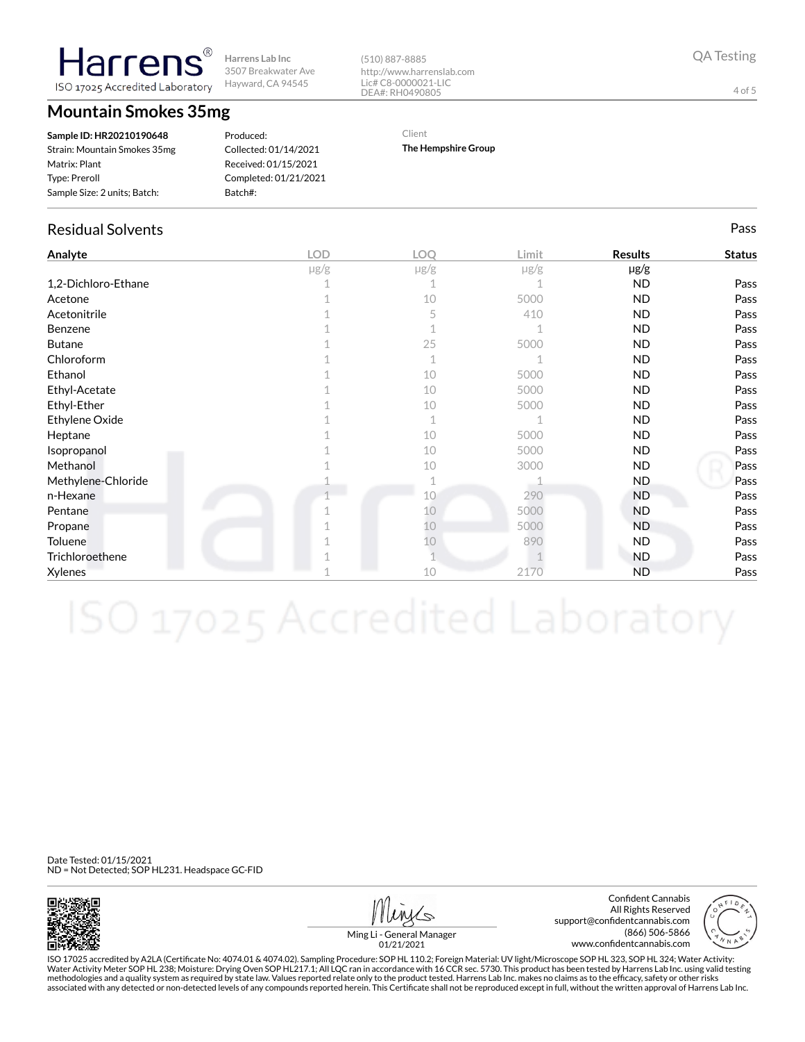Harrens®
ISO 17025 Accredited Laboratory

Harrens Lab Inc
3507 Breakwater Ave
Hayward, CA 94545

(510) 887-8885
http://www.harrenslab.com
Lic# C8-0000021-LIC
DEA#: RH0490805

QA Testing

# Mountain Smokes 35mg

**Sample ID: HR20210190648**
Strain: Mountain Smokes 35mg
Matrix: Plant
Type: Preroll
Sample Size: 2 units; Batch:

Produced:
Collected: 01/14/2021
Received: 01/15/2021
Completed: 01/21/2021
Batch#:

Client
**The Hempshire Group**

## Residual Solvents

Pass

| Analyte | LOD | LOQ | Limit | Results | Status |
|---|---|---|---|---|---|
| | μg/g | μg/g | μg/g | μg/g | |
| 1,2-Dichloro-Ethane | 1 | 1 | 1 | ND | Pass |
| Acetone | 1 | 10 | 5000 | ND | Pass |
| Acetonitrile | 1 | 5 | 410 | ND | Pass |
| Benzene | 1 | 1 | 1 | ND | Pass |
| Butane | 1 | 25 | 5000 | ND | Pass |
| Chloroform | 1 | 1 | 1 | ND | Pass |
| Ethanol | 1 | 10 | 5000 | ND | Pass |
| Ethyl-Acetate | 1 | 10 | 5000 | ND | Pass |
| Ethyl-Ether | 1 | 10 | 5000 | ND | Pass |
| Ethylene Oxide | 1 | 1 | 1 | ND | Pass |
| Heptane | 1 | 10 | 5000 | ND | Pass |
| Isopropanol | 1 | 10 | 5000 | ND | Pass |
| Methanol | 1 | 10 | 3000 | ND | Pass |
| Methylene-Chloride | 1 | 1 | 1 | ND | Pass |
| n-Hexane | 1 | 10 | 290 | ND | Pass |
| Pentane | 1 | 10 | 5000 | ND | Pass |
| Propane | 1 | 10 | 5000 | ND | Pass |
| Toluene | 1 | 10 | 890 | ND | Pass |
| Trichloroethene | 1 | 1 | 1 | ND | Pass |
| Xylenes | 1 | 10 | 2170 | ND | Pass |

Date Tested: 01/15/2021
ND = Not Detected; SOP HL231. Headspace GC-FID

Ming Li - General Manager
01/21/2021

Confident Cannabis
All Rights Reserved
support@confidentcannabis.com
(866) 506-5866
www.confidentcannabis.com

ISO 17025 accredited by A2LA (Certificate No: 4074.01 & 4074.02). Sampling Procedure: SOP HL 110.2; Foreign Material: UV light/Microscope SOP HL 323, SOP HL 324; Water Activity: Water Activity Meter SOP HL 238; Moisture: Drying Oven SOP HL217.1; All LQC ran in accordance with 16 CCR sec. 5730. This product has been tested by Harrens Lab Inc. using valid testing methodologies and a quality system as required by state law. Values reported relate only to the product tested. Harrens Lab Inc. makes no claims as to the efficacy, safety or other risks associated with any detected or non-detected levels of any compounds reported herein. This Certificate shall not be reproduced except in full, without the written approval of Harrens Lab Inc.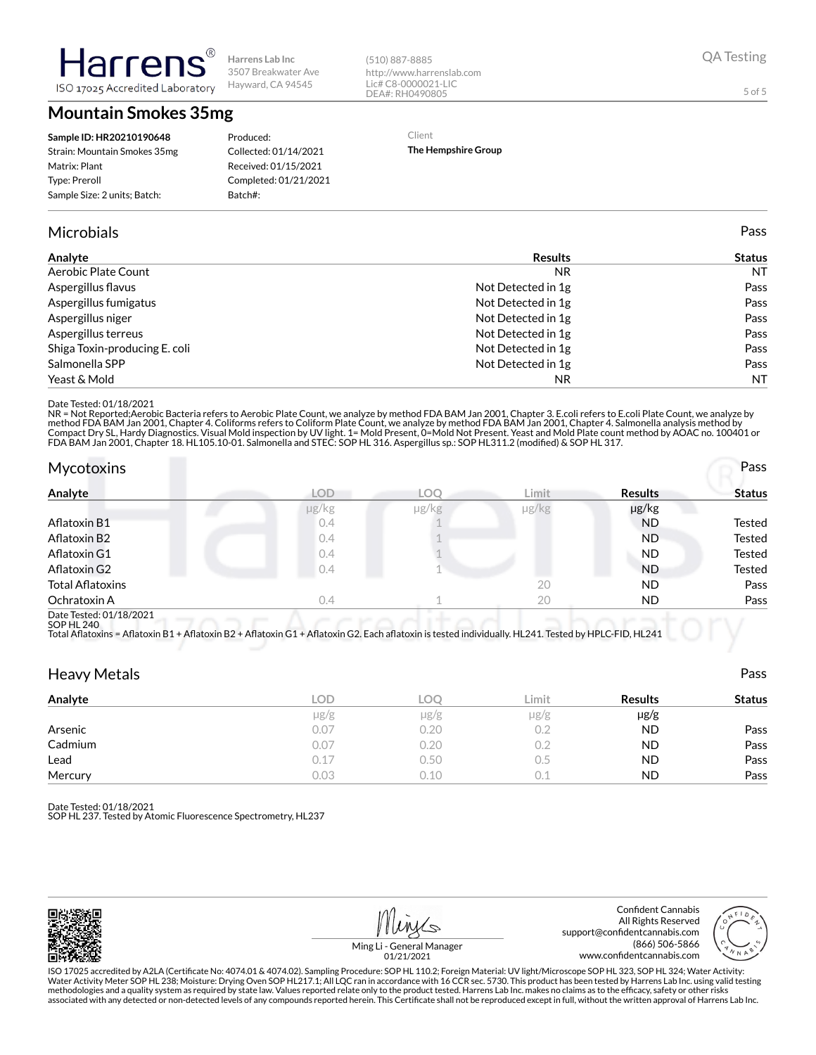Harrens
ISO 17025 Accredited Laboratory

Harrens Lab Inc
3507 Breakwater Ave
Hayward, CA 94545

(510) 887-8885
http://www.harrenslab.com
Lic# C8-0000021-LIC
DEA#: RH0490805

QA Testing

# Mountain Smokes 35mg

**Sample ID: HR20210190648**
Strain: Mountain Smokes 35mg
Matrix: Plant
Type: Preroll
Sample Size: 2 units; Batch:

Produced:
Collected: 01/14/2021
Received: 01/15/2021
Completed: 01/21/2021
Batch#:

Client
**The Hempshire Group**

## Microbials

Pass

| Analyte | Results | Status |
|---|---|---|
| Aerobic Plate Count | NR | NT |
| Aspergillus flavus | Not Detected in 1g | Pass |
| Aspergillus fumigatus | Not Detected in 1g | Pass |
| Aspergillus niger | Not Detected in 1g | Pass |
| Aspergillus terreus | Not Detected in 1g | Pass |
| Shiga Toxin-producing E. coli | Not Detected in 1g | Pass |
| Salmonella SPP | Not Detected in 1g | Pass |
| Yeast & Mold | NR | NT |

Date Tested: 01/18/2021
NR = Not Reported;Aerobic Bacteria refers to Aerobic Plate Count, we analyze by method FDA BAM Jan 2001, Chapter 3. E.coli refers to E.coli Plate Count, we analyze by method FDA BAM Jan 2001, Chapter 4. Coliforms refers to Coliform Plate Count, we analyze by method FDA BAM Jan 2001, Chapter 4. Salmonella analysis method by Compact Dry SL, Hardy Diagnostics. Visual Mold inspection by UV light. 1= Mold Present, 0=Mold Not Present. Yeast and Mold Plate count method by AOAC no. 100401 or FDA BAM Jan 2001, Chapter 18. HL105.10-01. Salmonella and STEC: SOP HL 316. Aspergillus sp.: SOP HL311.2 (modified) & SOP HL 317.

## Mycotoxins

Pass

| Analyte | LOD | LOQ | Limit | Results | Status |
|---|---|---|---|---|---|
| | µg/kg | µg/kg | µg/kg | µg/kg | |
| Aflatoxin B1 | 0.4 | 1 | | ND | Tested |
| Aflatoxin B2 | 0.4 | 1 | | ND | Tested |
| Aflatoxin G1 | 0.4 | 1 | | ND | Tested |
| Aflatoxin G2 | 0.4 | 1 | | ND | Tested |
| Total Aflatoxins | | | 20 | ND | Pass |
| Ochratoxin A | 0.4 | 1 | 20 | ND | Pass |

Date Tested: 01/18/2021
SOP HL 240
Total Aflatoxins = Aflatoxin B1 + Aflatoxin B2 + Aflatoxin G1 + Aflatoxin G2. Each aflatoxin is tested individually. HL241. Tested by HPLC-FID, HL241

## Heavy Metals

Pass

| Analyte | LOD | LOQ | Limit | Results | Status |
|---|---|---|---|---|---|
| | µg/g | µg/g | µg/g | µg/g | |
| Arsenic | 0.07 | 0.20 | 0.2 | ND | Pass |
| Cadmium | 0.07 | 0.20 | 0.2 | ND | Pass |
| Lead | 0.17 | 0.50 | 0.5 | ND | Pass |
| Mercury | 0.03 | 0.10 | 0.1 | ND | Pass |

Date Tested: 01/18/2021
SOP HL 237. Tested by Atomic Fluorescence Spectrometry, HL237

Ming Li - General Manager
01/21/2021

Confident Cannabis
All Rights Reserved
support@confidentcannabis.com
(866) 506-5866
www.confidentcannabis.com

ISO 17025 accredited by A2LA (Certificate No: 4074.01 & 4074.02). Sampling Procedure: SOP HL 110.2; Foreign Material: UV light/Microscope SOP HL 323, SOP HL 324; Water Activity: Water Activity Meter SOP HL 238; Moisture: Drying Oven SOP HL217.1; All LQC ran in accordance with 16 CCR sec. 5730. This product has been tested by Harrens Lab Inc. using valid testing methodologies and a quality system as required by state law. Values reported relate only to the product tested. Harrens Lab Inc. makes no claims as to the efficacy, safety or other risks associated with any detected or non-detected levels of any compounds reported herein. This Certificate shall not be reproduced except in full, without the written approval of Harrens Lab Inc.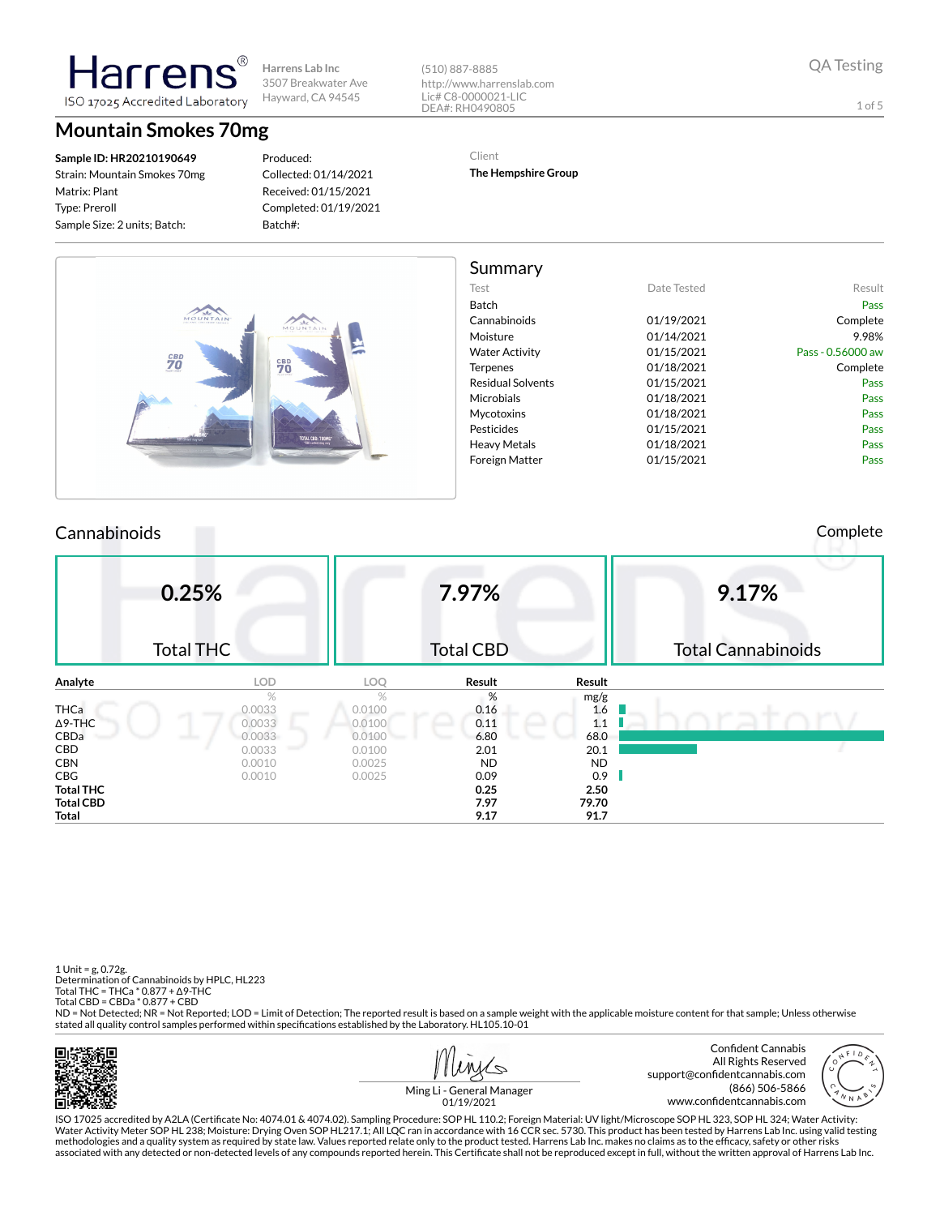Harrens
ISO 17025 Accredited Laboratory

Harrens Lab Inc
3507 Breakwater Ave
Hayward, CA 94545

(510) 887-8885
http://www.harrenslab.com
Lic# C8-0000021-LIC
DEA#: RH0490805

QA Testing

# Mountain Smokes 70mg

**Sample ID: HR20210190649**
Strain: Mountain Smokes 70mg
Matrix: Plant
Type: Preroll
Sample Size: 2 units; Batch:

Produced:
Collected: 01/14/2021
Received: 01/15/2021
Completed: 01/19/2021
Batch#:

Client
**The Hempshire Group**

## Summary

| Test | Date Tested | Result |
|---|---|---|
| Batch | | Pass |
| Cannabinoids | 01/19/2021 | Complete |
| Moisture | 01/14/2021 | 9.98% |
| Water Activity | 01/15/2021 | Pass - 0.56000 aw |
| Terpenes | 01/18/2021 | Complete |
| Residual Solvents | 01/15/2021 | Pass |
| Microbials | 01/18/2021 | Pass |
| Mycotoxins | 01/18/2021 | Pass |
| Pesticides | 01/15/2021 | Pass |
| Heavy Metals | 01/18/2021 | Pass |
| Foreign Matter | 01/15/2021 | Pass |

## Cannabinoids

Complete

| 0.25% | 7.97% | 9.17% |
|---|---|---|
| Total THC | Total CBD | Total Cannabinoids |

| Analyte | LOD | LOQ | Result | Result |
|---|---|---|---|---|
| | % | % | % | mg/g |
| THCa | 0.0033 | 0.0100 | 0.16 | 1.6 |
| Δ9-THC | 0.0033 | 0.0100 | 0.11 | 1.1 |
| CBDa | 0.0033 | 0.0100 | 6.80 | 68.0 |
| CBD | 0.0033 | 0.0100 | 2.01 | 20.1 |
| CBN | 0.0010 | 0.0025 | ND | ND |
| CBG | 0.0010 | 0.0025 | 0.09 | 0.9 |
| **Total THC** | | | 0.25 | 2.50 |
| **Total CBD** | | | 7.97 | 79.70 |
| **Total** | | | 9.17 | 91.7 |

1 Unit = g, 0.72g.
Determination of Cannabinoids by HPLC, HL223
Total THC = THCa * 0.877 + Δ9-THC
Total CBD = CBDa * 0.877 + CBD
ND = Not Detected; NR = Not Reported; LOD = Limit of Detection; The reported result is based on a sample weight with the applicable moisture content for that sample; Unless otherwise stated all quality control samples performed within specifications established by the Laboratory. HL105.10-01

Ming Li - General Manager
01/19/2021

Confident Cannabis
All Rights Reserved
support@confidentcannabis.com
(866) 506-5866
www.confidentcannabis.com

ISO 17025 accredited by A2LA (Certificate No: 4074.01 & 4074.02). Sampling Procedure: SOP HL 110.2; Foreign Material: UV light/Microscope SOP HL 323, SOP HL 324; Water Activity: Water Activity Meter SOP HL 238; Moisture: Drying Oven SOP HL217.1; All LQC ran in accordance with 16 CCR sec. 5730. This product has been tested by Harrens Lab Inc. using valid testing methodologies and a quality system as required by state law. Values reported relate only to the product tested. Harrens Lab Inc. makes no claims as to the efficacy, safety or other risks associated with any detected or non-detected levels of any compounds reported herein. This Certificate shall not be reproduced except in full, without the written approval of Harrens Lab Inc.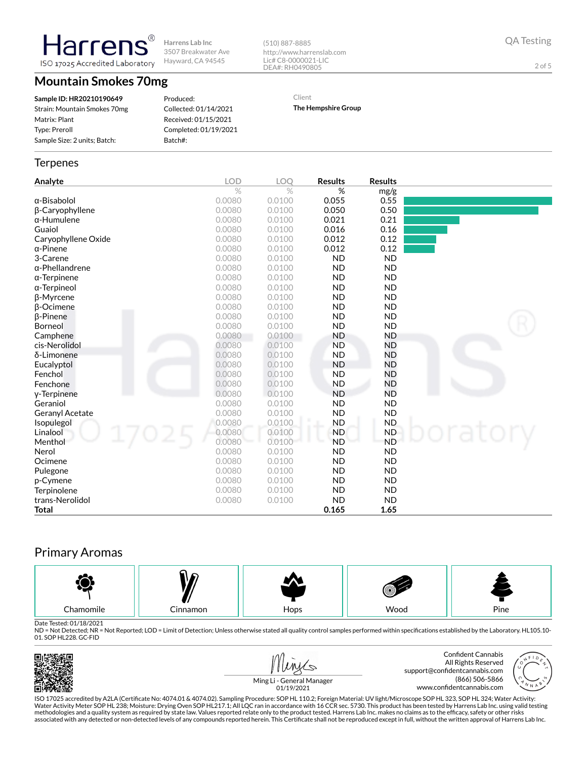Harrens
ISO 17025 Accredited Laboratory

Harrens Lab Inc
3507 Breakwater Ave
Hayward, CA 94545

(510) 887-8885
http://www.harrenslab.com
Lic# C8-0000021-LIC
DEA#: RH0490805

QA Testing

# Mountain Smokes 70mg

**Sample ID: HR20210190649**
Strain: Mountain Smokes 70mg
Matrix: Plant
Type: Preroll
Sample Size: 2 units; Batch:

Produced:
Collected: 01/14/2021
Received: 01/15/2021
Completed: 01/19/2021
Batch#:

Client
**The Hempshire Group**

## Terpenes

| Analyte | LOD % | LOQ % | Results % | Results mg/g |
|---|---|---|---|---|
| α-Bisabolol | 0.0080 | 0.0100 | 0.055 | 0.55 |
| β-Caryophyllene | 0.0080 | 0.0100 | 0.050 | 0.50 |
| α-Humulene | 0.0080 | 0.0100 | 0.021 | 0.21 |
| Guaiol | 0.0080 | 0.0100 | 0.016 | 0.16 |
| Caryophyllene Oxide | 0.0080 | 0.0100 | 0.012 | 0.12 |
| α-Pinene | 0.0080 | 0.0100 | 0.012 | 0.12 |
| 3-Carene | 0.0080 | 0.0100 | ND | ND |
| α-Phellandrene | 0.0080 | 0.0100 | ND | ND |
| α-Terpinene | 0.0080 | 0.0100 | ND | ND |
| α-Terpineol | 0.0080 | 0.0100 | ND | ND |
| β-Myrcene | 0.0080 | 0.0100 | ND | ND |
| β-Ocimene | 0.0080 | 0.0100 | ND | ND |
| β-Pinene | 0.0080 | 0.0100 | ND | ND |
| Borneol | 0.0080 | 0.0100 | ND | ND |
| Camphene | 0.0080 | 0.0100 | ND | ND |
| cis-Nerolidol | 0.0080 | 0.0100 | ND | ND |
| δ-Limonene | 0.0080 | 0.0100 | ND | ND |
| Eucalyptol | 0.0080 | 0.0100 | ND | ND |
| Fenchol | 0.0080 | 0.0100 | ND | ND |
| Fenchone | 0.0080 | 0.0100 | ND | ND |
| γ-Terpinene | 0.0080 | 0.0100 | ND | ND |
| Geraniol | 0.0080 | 0.0100 | ND | ND |
| Geranyl Acetate | 0.0080 | 0.0100 | ND | ND |
| Isopulegol | 0.0080 | 0.0100 | ND | ND |
| Linalool | 0.0080 | 0.0100 | ND | ND |
| Menthol | 0.0080 | 0.0100 | ND | ND |
| Nerol | 0.0080 | 0.0100 | ND | ND |
| Ocimene | 0.0080 | 0.0100 | ND | ND |
| Pulegone | 0.0080 | 0.0100 | ND | ND |
| p-Cymene | 0.0080 | 0.0100 | ND | ND |
| Terpinolene | 0.0080 | 0.0100 | ND | ND |
| trans-Nerolidol | 0.0080 | 0.0100 | ND | ND |
| **Total** | | | **0.165** | **1.65** |

## Primary Aromas

| Chamomile | Cinnamon | Hops | Wood | Pine |
|---|---|---|---|---|

Date Tested: 01/18/2021
ND = Not Detected; NR = Not Reported; LOD = Limit of Detection; Unless otherwise stated all quality control samples performed within specifications established by the Laboratory. HL105.10-01. SOP HL228. GC-FID

Ming Li - General Manager
01/19/2021

Confident Cannabis
All Rights Reserved
support@confidentcannabis.com
(866) 506-5866
www.confidentcannabis.com

ISO 17025 accredited by A2LA (Certificate No: 4074.01 & 4074.02). Sampling Procedure: SOP HL 110.2; Foreign Material: UV light/Microscope SOP HL 323, SOP HL 324; Water Activity: Water Activity Meter SOP HL 238; Moisture: Drying Oven SOP HL217.1; All LQC ran in accordance with 16 CCR sec. 5730. This product has been tested by Harrens Lab Inc. using valid testing methodologies and a quality system as required by state law. Values reported relate only to the product tested. Harrens Lab Inc. makes no claims as to the efficacy, safety or other risks associated with any detected or non-detected levels of any compounds reported herein. This Certificate shall not be reproduced except in full, without the written approval of Harrens Lab Inc.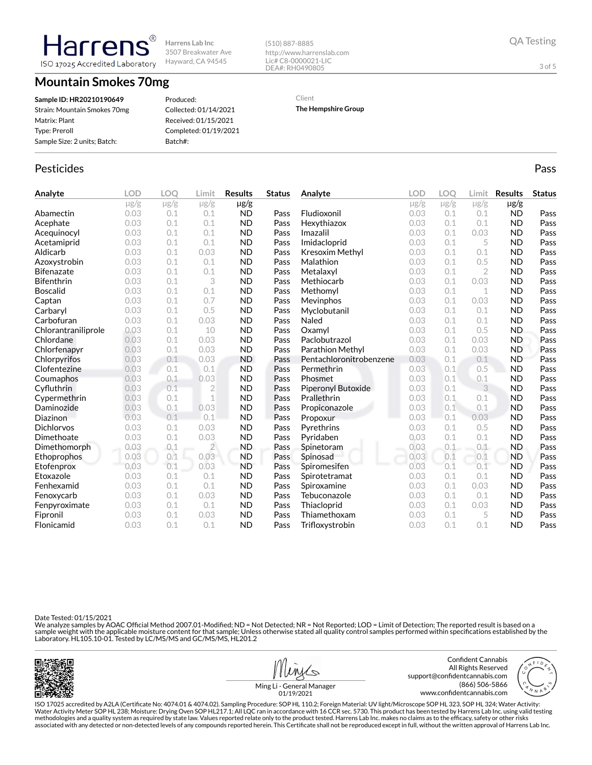Harrens®
ISO 17025 Accredited Laboratory

Harrens Lab Inc
3507 Breakwater Ave
Hayward, CA 94545

(510) 887-8885
http://www.harrenslab.com
Lic# C8-0000021-LIC
DEA#: RH0490805

QA Testing

# Mountain Smokes 70mg

**Sample ID: HR20210190649**
Strain: Mountain Smokes 70mg
Matrix: Plant
Type: Preroll
Sample Size: 2 units; Batch:

Produced:
Collected: 01/14/2021
Received: 01/15/2021
Completed: 01/19/2021
Batch#:

Client
**The Hempshire Group**

## Pesticides

Pass

| Analyte | LOD | LOQ | Limit | Results | Status |
|---|---|---|---|---|---|
| | μg/g | μg/g | μg/g | μg/g | |
| Abamectin | 0.03 | 0.1 | 0.1 | ND | Pass |
| Acephate | 0.03 | 0.1 | 0.1 | ND | Pass |
| Acequinocyl | 0.03 | 0.1 | 0.1 | ND | Pass |
| Acetamiprid | 0.03 | 0.1 | 0.1 | ND | Pass |
| Aldicarb | 0.03 | 0.1 | 0.03 | ND | Pass |
| Azoxystrobin | 0.03 | 0.1 | 0.1 | ND | Pass |
| Bifenazate | 0.03 | 0.1 | 0.1 | ND | Pass |
| Bifenthrin | 0.03 | 0.1 | 3 | ND | Pass |
| Boscalid | 0.03 | 0.1 | 0.1 | ND | Pass |
| Captan | 0.03 | 0.1 | 0.7 | ND | Pass |
| Carbaryl | 0.03 | 0.1 | 0.5 | ND | Pass |
| Carbofuran | 0.03 | 0.1 | 0.03 | ND | Pass |
| Chlorantraniliprole | 0.03 | 0.1 | 10 | ND | Pass |
| Chlordane | 0.03 | 0.1 | 0.03 | ND | Pass |
| Chlorfenapyr | 0.03 | 0.1 | 0.03 | ND | Pass |
| Chlorpyrifos | 0.03 | 0.1 | 0.03 | ND | Pass |
| Clofentezine | 0.03 | 0.1 | 0.1 | ND | Pass |
| Coumaphos | 0.03 | 0.1 | 0.03 | ND | Pass |
| Cyfluthrin | 0.03 | 0.1 | 2 | ND | Pass |
| Cypermethrin | 0.03 | 0.1 | 1 | ND | Pass |
| Daminozide | 0.03 | 0.1 | 0.03 | ND | Pass |
| Diazinon | 0.03 | 0.1 | 0.1 | ND | Pass |
| Dichlorvos | 0.03 | 0.1 | 0.03 | ND | Pass |
| Dimethoate | 0.03 | 0.1 | 0.03 | ND | Pass |
| Dimethomorph | 0.03 | 0.1 | 2 | ND | Pass |
| Ethoprophos | 0.03 | 0.1 | 0.03 | ND | Pass |
| Etofenprox | 0.03 | 0.1 | 0.03 | ND | Pass |
| Etoxazole | 0.03 | 0.1 | 0.1 | ND | Pass |
| Fenhexamid | 0.03 | 0.1 | 0.1 | ND | Pass |
| Fenoxycarb | 0.03 | 0.1 | 0.03 | ND | Pass |
| Fenpyroximate | 0.03 | 0.1 | 0.1 | ND | Pass |
| Fipronil | 0.03 | 0.1 | 0.03 | ND | Pass |
| Flonicamid | 0.03 | 0.1 | 0.1 | ND | Pass |
| Fludioxonil | 0.03 | 0.1 | 0.1 | ND | Pass |
| Hexythiazox | 0.03 | 0.1 | 0.1 | ND | Pass |
| Imazalil | 0.03 | 0.1 | 0.03 | ND | Pass |
| Imidacloprid | 0.03 | 0.1 | 5 | ND | Pass |
| Kresoxim Methyl | 0.03 | 0.1 | 0.1 | ND | Pass |
| Malathion | 0.03 | 0.1 | 0.5 | ND | Pass |
| Metalaxyl | 0.03 | 0.1 | 2 | ND | Pass |
| Methiocarb | 0.03 | 0.1 | 0.03 | ND | Pass |
| Methomyl | 0.03 | 0.1 | 1 | ND | Pass |
| Mevinphos | 0.03 | 0.1 | 0.03 | ND | Pass |
| Myclobutanil | 0.03 | 0.1 | 0.1 | ND | Pass |
| Naled | 0.03 | 0.1 | 0.1 | ND | Pass |
| Oxamyl | 0.03 | 0.1 | 0.5 | ND | Pass |
| Paclobutrazol | 0.03 | 0.1 | 0.03 | ND | Pass |
| Parathion Methyl | 0.03 | 0.1 | 0.03 | ND | Pass |
| Pentachloronitrobenzene | 0.03 | 0.1 | 0.1 | ND | Pass |
| Permethrin | 0.03 | 0.1 | 0.5 | ND | Pass |
| Phosmet | 0.03 | 0.1 | 0.1 | ND | Pass |
| Piperonyl Butoxide | 0.03 | 0.1 | 3 | ND | Pass |
| Prallethrin | 0.03 | 0.1 | 0.1 | ND | Pass |
| Propiconazole | 0.03 | 0.1 | 0.1 | ND | Pass |
| Propoxur | 0.03 | 0.1 | 0.03 | ND | Pass |
| Pyrethrins | 0.03 | 0.1 | 0.5 | ND | Pass |
| Pyridaben | 0.03 | 0.1 | 0.1 | ND | Pass |
| Spinetoram | 0.03 | 0.1 | 0.1 | ND | Pass |
| Spinosad | 0.03 | 0.1 | 0.1 | ND | Pass |
| Spiromesifen | 0.03 | 0.1 | 0.1 | ND | Pass |
| Spirotetramat | 0.03 | 0.1 | 0.1 | ND | Pass |
| Spiroxamine | 0.03 | 0.1 | 0.03 | ND | Pass |
| Tebuconazole | 0.03 | 0.1 | 0.1 | ND | Pass |
| Thiacloprid | 0.03 | 0.1 | 0.03 | ND | Pass |
| Thiamethoxam | 0.03 | 0.1 | 5 | ND | Pass |
| Trifloxystrobin | 0.03 | 0.1 | 0.1 | ND | Pass |

Date Tested: 01/15/2021
We analyze samples by AOAC Official Method 2007.01-Modified; ND = Not Detected; NR = Not Reported; LOD = Limit of Detection; The reported result is based on a sample weight with the applicable moisture content for that sample; Unless otherwise stated all quality control samples performed within specifications established by the Laboratory. HL105.10-01. Tested by LC/MS/MS and GC/MS/MS, HL201.2

Ming Li - General Manager
01/19/2021

Confident Cannabis
All Rights Reserved
support@confidentcannabis.com
(866) 506-5866
www.confidentcannabis.com

ISO 17025 accredited by A2LA (Certificate No: 4074.01 & 4074.02). Sampling Procedure: SOP HL 110.2; Foreign Material: UV light/Microscope SOP HL 323, SOP HL 324; Water Activity: Water Activity Meter SOP HL 238; Moisture: Drying Oven SOP HL217.1; All LQC ran in accordance with 16 CCR sec. 5730. This product has been tested by Harrens Lab Inc. using valid testing methodologies and a quality system as required by state law. Values reported relate only to the product tested. Harrens Lab Inc. makes no claims as to the efficacy, safety or other risks associated with any detected or non-detected levels of any compounds reported herein. This Certificate shall not be reproduced except in full, without the written approval of Harrens Lab Inc.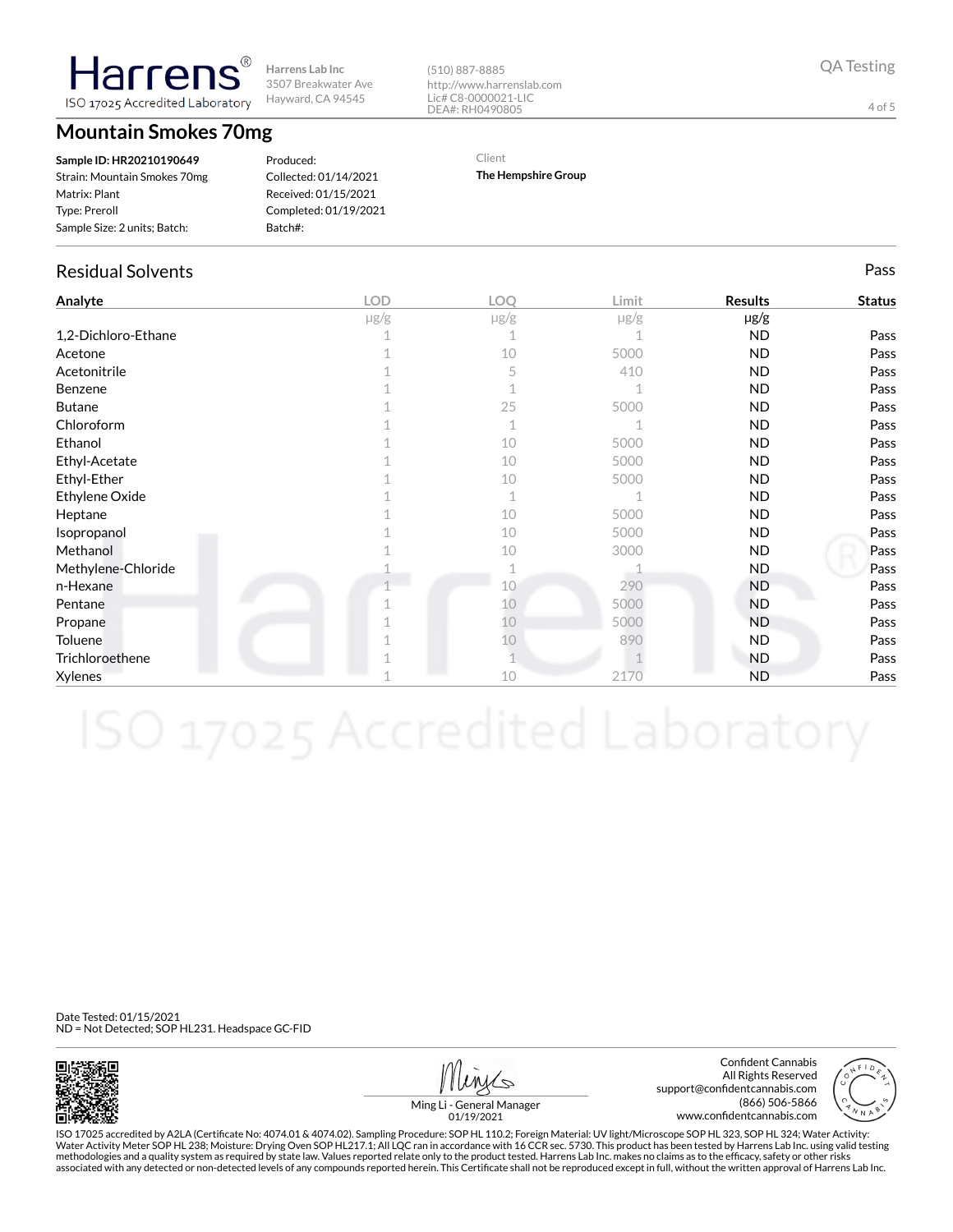**Harrens** ISO 17025 Accredited Laboratory

Harrens Lab Inc
3507 Breakwater Ave
Hayward, CA 94545

(510) 887-8885
http://www.harrenslab.com
Lic# C8-0000021-LIC
DEA#: RH0490805

QA Testing

# Mountain Smokes 70mg

**Sample ID: HR20210190649**
Strain: Mountain Smokes 70mg
Matrix: Plant
Type: Preroll
Sample Size: 2 units; Batch:

Produced:
Collected: 01/14/2021
Received: 01/15/2021
Completed: 01/19/2021
Batch#:

Client
**The Hempshire Group**

## Residual Solvents

Pass

| Analyte | LOD | LOQ | Limit | Results | Status |
|---|---|---|---|---|---|
| | μg/g | μg/g | μg/g | μg/g | |
| 1,2-Dichloro-Ethane | 1 | 1 | 1 | ND | Pass |
| Acetone | 1 | 10 | 5000 | ND | Pass |
| Acetonitrile | 1 | 5 | 410 | ND | Pass |
| Benzene | 1 | 1 | 1 | ND | Pass |
| Butane | 1 | 25 | 5000 | ND | Pass |
| Chloroform | 1 | 1 | 1 | ND | Pass |
| Ethanol | 1 | 10 | 5000 | ND | Pass |
| Ethyl-Acetate | 1 | 10 | 5000 | ND | Pass |
| Ethyl-Ether | 1 | 10 | 5000 | ND | Pass |
| Ethylene Oxide | 1 | 1 | 1 | ND | Pass |
| Heptane | 1 | 10 | 5000 | ND | Pass |
| Isopropanol | 1 | 10 | 5000 | ND | Pass |
| Methanol | 1 | 10 | 3000 | ND | Pass |
| Methylene-Chloride | 1 | 1 | 1 | ND | Pass |
| n-Hexane | 1 | 10 | 290 | ND | Pass |
| Pentane | 1 | 10 | 5000 | ND | Pass |
| Propane | 1 | 10 | 5000 | ND | Pass |
| Toluene | 1 | 10 | 890 | ND | Pass |
| Trichloroethene | 1 | 1 | 1 | ND | Pass |
| Xylenes | 1 | 10 | 2170 | ND | Pass |

Date Tested: 01/15/2021
ND = Not Detected; SOP HL231. Headspace GC-FID

Ming Li - General Manager
01/19/2021

Confident Cannabis
All Rights Reserved
support@confidentcannabis.com
(866) 506-5866
www.confidentcannabis.com

ISO 17025 accredited by A2LA (Certificate No: 4074.01 & 4074.02). Sampling Procedure: SOP HL 110.2; Foreign Material: UV light/Microscope SOP HL 323, SOP HL 324; Water Activity: Water Activity Meter SOP HL 238; Moisture: Drying Oven SOP HL217.1; All LQC ran in accordance with 16 CCR sec. 5730. This product has been tested by Harrens Lab Inc. using valid testing methodologies and a quality system as required by state law. Values reported relate only to the product tested. Harrens Lab Inc. makes no claims as to the efficacy, safety or other risks associated with any detected or non-detected levels of any compounds reported herein. This Certificate shall not be reproduced except in full, without the written approval of Harrens Lab Inc.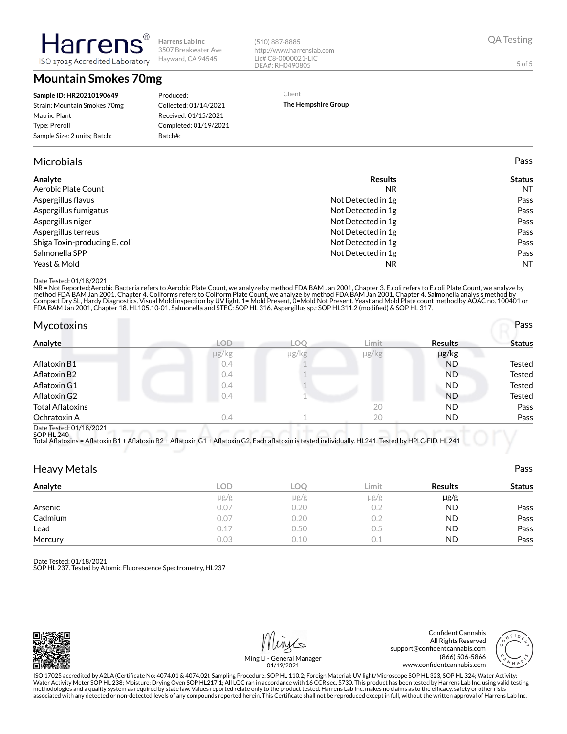Harrens®
ISO 17025 Accredited Laboratory

Harrens Lab Inc
3507 Breakwater Ave
Hayward, CA 94545

(510) 887-8885
http://www.harrenslab.com
Lic# C8-0000021-LIC
DEA#: RH0490805

QA Testing

# Mountain Smokes 70mg

**Sample ID: HR20210190649**
Strain: Mountain Smokes 70mg
Matrix: Plant
Type: Preroll
Sample Size: 2 units; Batch:

Produced:
Collected: 01/14/2021
Received: 01/15/2021
Completed: 01/19/2021
Batch#:

Client
**The Hempshire Group**

## Microbials

Pass

| Analyte | Results | Status |
|---|---|---|
| Aerobic Plate Count | NR | NT |
| Aspergillus flavus | Not Detected in 1g | Pass |
| Aspergillus fumigatus | Not Detected in 1g | Pass |
| Aspergillus niger | Not Detected in 1g | Pass |
| Aspergillus terreus | Not Detected in 1g | Pass |
| Shiga Toxin-producing E. coli | Not Detected in 1g | Pass |
| Salmonella SPP | Not Detected in 1g | Pass |
| Yeast & Mold | NR | NT |

Date Tested: 01/18/2021
NR = Not Reported;Aerobic Bacteria refers to Aerobic Plate Count, we analyze by method FDA BAM Jan 2001, Chapter 3. E.coli refers to E.coli Plate Count, we analyze by method FDA BAM Jan 2001, Chapter 4. Coliforms refers to Coliform Plate Count, we analyze by method FDA BAM Jan 2001, Chapter 4. Salmonella analysis method by Compact Dry SL, Hardy Diagnostics. Visual Mold inspection by UV light. 1= Mold Present, 0=Mold Not Present. Yeast and Mold Plate count method by AOAC no. 100401 or FDA BAM Jan 2001, Chapter 18. HL105.10-01. Salmonella and STEC: SOP HL 316. Aspergillus sp.: SOP HL311.2 (modified) & SOP HL 317.

## Mycotoxins

Pass

| Analyte | LOD | LOQ | Limit | Results | Status |
|---|---|---|---|---|---|
| | μg/kg | μg/kg | μg/kg | μg/kg | |
| Aflatoxin B1 | 0.4 | 1 | | ND | Tested |
| Aflatoxin B2 | 0.4 | 1 | | ND | Tested |
| Aflatoxin G1 | 0.4 | 1 | | ND | Tested |
| Aflatoxin G2 | 0.4 | 1 | | ND | Tested |
| Total Aflatoxins | | | 20 | ND | Pass |
| Ochratoxin A | 0.4 | 1 | 20 | ND | Pass |

Date Tested: 01/18/2021
SOP HL 240
Total Aflatoxins = Aflatoxin B1 + Aflatoxin B2 + Aflatoxin G1 + Aflatoxin G2. Each aflatoxin is tested individually. HL241. Tested by HPLC-FID, HL241

## Heavy Metals

Pass

| Analyte | LOD | LOQ | Limit | Results | Status |
|---|---|---|---|---|---|
| | μg/g | μg/g | μg/g | μg/g | |
| Arsenic | 0.07 | 0.20 | 0.2 | ND | Pass |
| Cadmium | 0.07 | 0.20 | 0.2 | ND | Pass |
| Lead | 0.17 | 0.50 | 0.5 | ND | Pass |
| Mercury | 0.03 | 0.10 | 0.1 | ND | Pass |

Date Tested: 01/18/2021
SOP HL 237. Tested by Atomic Fluorescence Spectrometry, HL237

Ming Li - General Manager
01/19/2021

Confident Cannabis
All Rights Reserved
support@confidentcannabis.com
(866) 506-5866
www.confidentcannabis.com

ISO 17025 accredited by A2LA (Certificate No: 4074.01 & 4074.02). Sampling Procedure: SOP HL 110.2; Foreign Material: UV light/Microscope SOP HL 323, SOP HL 324; Water Activity: Water Activity Meter SOP HL 238; Moisture: Drying Oven SOP HL217.1; All LQC ran in accordance with 16 CCR sec. 5730. This product has been tested by Harrens Lab Inc. using valid testing methodologies and a quality system as required by state law. Values reported relate only to the product tested. Harrens Lab Inc. makes no claims as to the efficacy, safety or other risks associated with any detected or non-detected levels of any compounds reported herein. This Certificate shall not be reproduced except in full, without the written approval of Harrens Lab Inc.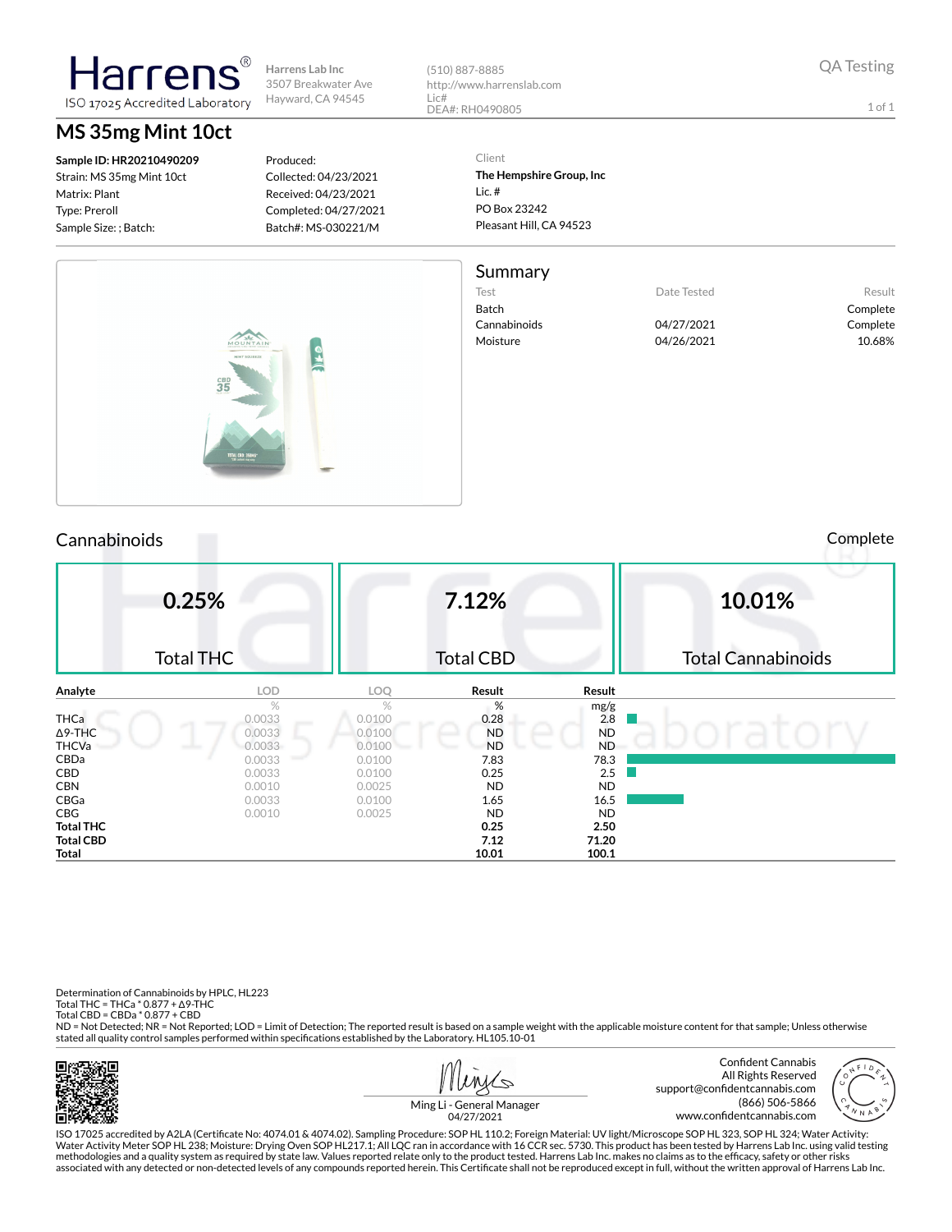Harrens®
ISO 17025 Accredited Laboratory

Harrens Lab Inc
3507 Breakwater Ave
Hayward, CA 94545

(510) 887-8885
http://www.harrenslab.com
Lic#
DEA#: RH0490805

QA Testing

# MS 35mg Mint 10ct

**Sample ID: HR20210490209**
Strain: MS 35mg Mint 10ct
Matrix: Plant
Type: Preroll
Sample Size: ; Batch:

Produced:
Collected: 04/23/2021
Received: 04/23/2021
Completed: 04/27/2021
Batch#: MS-030221/M

Client
**The Hempshire Group, Inc**
Lic. #
PO Box 23242
Pleasant Hill, CA 94523

## Summary

| Test | Date Tested | Result |
|---|---|---|
| Batch | | Complete |
| Cannabinoids | 04/27/2021 | Complete |
| Moisture | 04/26/2021 | 10.68% |

## Cannabinoids

Complete

| 0.25% | 7.12% | 10.01% |
|---|---|---|
| Total THC | Total CBD | Total Cannabinoids |

| Analyte | LOD | LOQ | Result | Result |
|---|---|---|---|---|
| | % | % | % | mg/g |
| THCa | 0.0033 | 0.0100 | 0.28 | 2.8 |
| Δ9-THC | 0.0033 | 0.0100 | ND | ND |
| THCVa | 0.0033 | 0.0100 | ND | ND |
| CBDa | 0.0033 | 0.0100 | 7.83 | 78.3 |
| CBD | 0.0033 | 0.0100 | 0.25 | 2.5 |
| CBN | 0.0010 | 0.0025 | ND | ND |
| CBGa | 0.0033 | 0.0100 | 1.65 | 16.5 |
| CBG | 0.0010 | 0.0025 | ND | ND |
| **Total THC** | | | **0.25** | **2.50** |
| **Total CBD** | | | **7.12** | **71.20** |
| **Total** | | | **10.01** | **100.1** |

Determination of Cannabinoids by HPLC, HL223
Total THC = THCa * 0.877 + Δ9-THC
Total CBD = CBDa * 0.877 + CBD
ND = Not Detected; NR = Not Reported; LOD = Limit of Detection; The reported result is based on a sample weight with the applicable moisture content for that sample; Unless otherwise stated all quality control samples performed within specifications established by the Laboratory. HL105.10-01

Ming Li - General Manager
04/27/2021

Confident Cannabis
All Rights Reserved
support@confidentcannabis.com
(866) 506-5866
www.confidentcannabis.com

ISO 17025 accredited by A2LA (Certificate No: 4074.01 & 4074.02). Sampling Procedure: SOP HL 110.2; Foreign Material: UV light/Microscope SOP HL 323, SOP HL 324; Water Activity: Water Activity Meter SOP HL 238; Moisture: Drying Oven SOP HL217.1; All LQC ran in accordance with 16 CCR sec. 5730. This product has been tested by Harrens Lab Inc. using valid testing methodologies and a quality system as required by state law. Values reported relate only to the product tested. Harrens Lab Inc. makes no claims as to the efficacy, safety or other risks associated with any detected or non-detected levels of any compounds reported herein. This Certificate shall not be reproduced except in full, without the written approval of Harrens Lab Inc.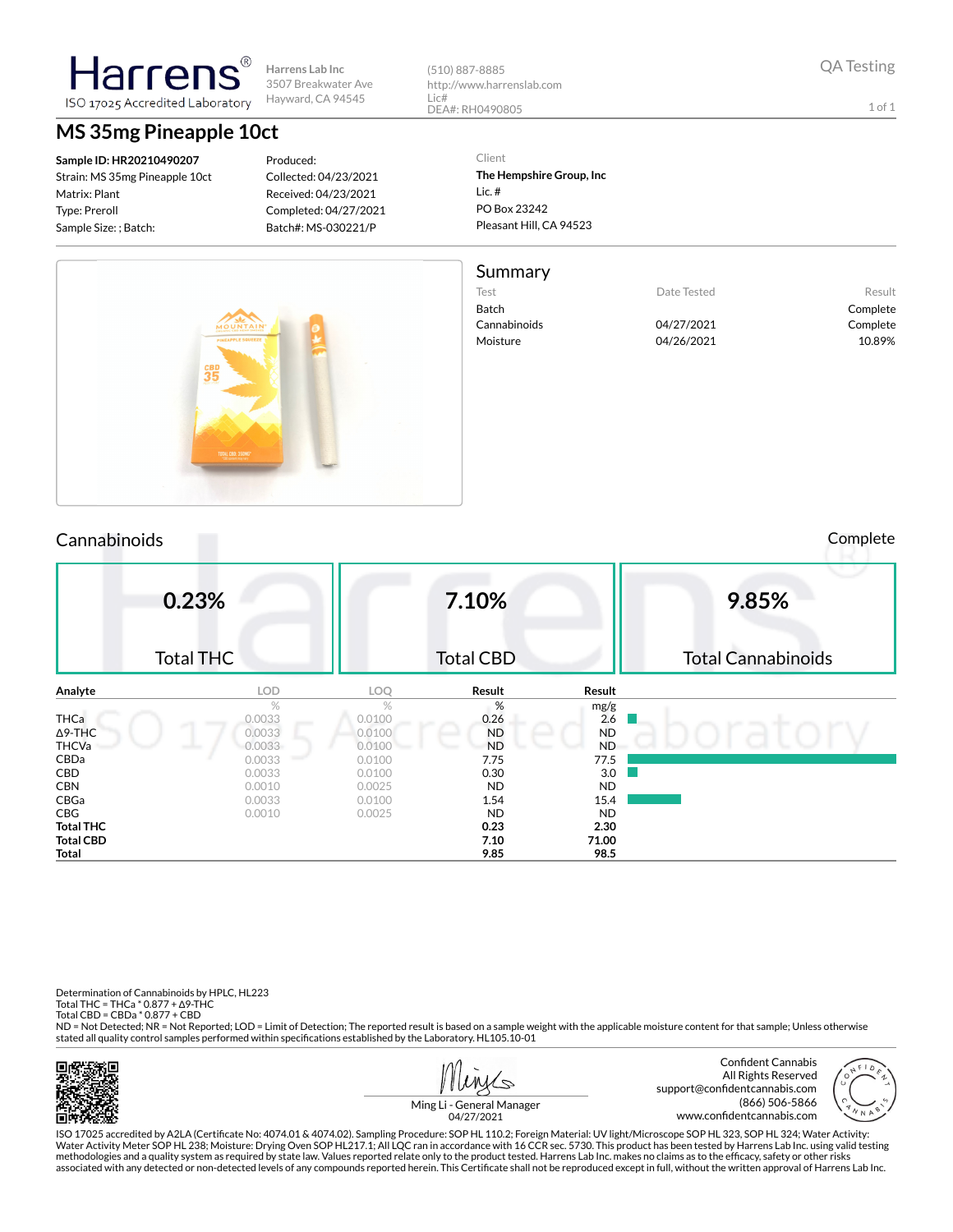Harrens®
ISO 17025 Accredited Laboratory

Harrens Lab Inc
3507 Breakwater Ave
Hayward, CA 94545

(510) 887-8885
http://www.harrenslab.com
Lic#
DEA#: RH0490805

QA Testing

# MS 35mg Pineapple 10ct

**Sample ID: HR20210490207**
Strain: MS 35mg Pineapple 10ct
Matrix: Plant
Type: Preroll
Sample Size: ; Batch:

Produced:
Collected: 04/23/2021
Received: 04/23/2021
Completed: 04/27/2021
Batch#: MS-030221/P

Client
**The Hempshire Group, Inc**
Lic. #
PO Box 23242
Pleasant Hill, CA 94523

## Summary

| Test | Date Tested | Result |
|---|---|---|
| Batch | | Complete |
| Cannabinoids | 04/27/2021 | Complete |
| Moisture | 04/26/2021 | 10.89% |

## Cannabinoids

Complete

| 0.23% | 7.10% | 9.85% |
|---|---|---|
| Total THC | Total CBD | Total Cannabinoids |

| Analyte | LOD | LOQ | Result | Result |
|---|---|---|---|---|
| | % | % | % | mg/g |
| THCa | 0.0033 | 0.0100 | 0.26 | 2.6 |
| Δ9-THC | 0.0033 | 0.0100 | ND | ND |
| THCVa | 0.0033 | 0.0100 | ND | ND |
| CBDa | 0.0033 | 0.0100 | 7.75 | 77.5 |
| CBD | 0.0033 | 0.0100 | 0.30 | 3.0 |
| CBN | 0.0010 | 0.0025 | ND | ND |
| CBGa | 0.0033 | 0.0100 | 1.54 | 15.4 |
| CBG | 0.0010 | 0.0025 | ND | ND |
| **Total THC** | | | **0.23** | **2.30** |
| **Total CBD** | | | **7.10** | **71.00** |
| **Total** | | | **9.85** | **98.5** |

Determination of Cannabinoids by HPLC, HL223
Total THC = THCa * 0.877 + Δ9-THC
Total CBD = CBDa * 0.877 + CBD
ND = Not Detected; NR = Not Reported; LOD = Limit of Detection; The reported result is based on a sample weight with the applicable moisture content for that sample; Unless otherwise stated all quality control samples performed within specifications established by the Laboratory. HL105.10-01

Ming Li - General Manager
04/27/2021

Confident Cannabis
All Rights Reserved
support@confidentcannabis.com
(866) 506-5866
www.confidentcannabis.com

ISO 17025 accredited by A2LA (Certificate No: 4074.01 & 4074.02). Sampling Procedure: SOP HL 110.2; Foreign Material: UV light/Microscope SOP HL 323, SOP HL 324; Water Activity: Water Activity Meter SOP HL 238; Moisture: Drying Oven SOP HL217.1; All LQC ran in accordance with 16 CCR sec. 5730. This product has been tested by Harrens Lab Inc. using valid testing methodologies and a quality system as required by state law. Values reported relate only to the product tested. Harrens Lab Inc. makes no claims as to the efficacy, safety or other risks associated with any detected or non-detected levels of any compounds reported herein. This Certificate shall not be reproduced except in full, without the written approval of Harrens Lab Inc.